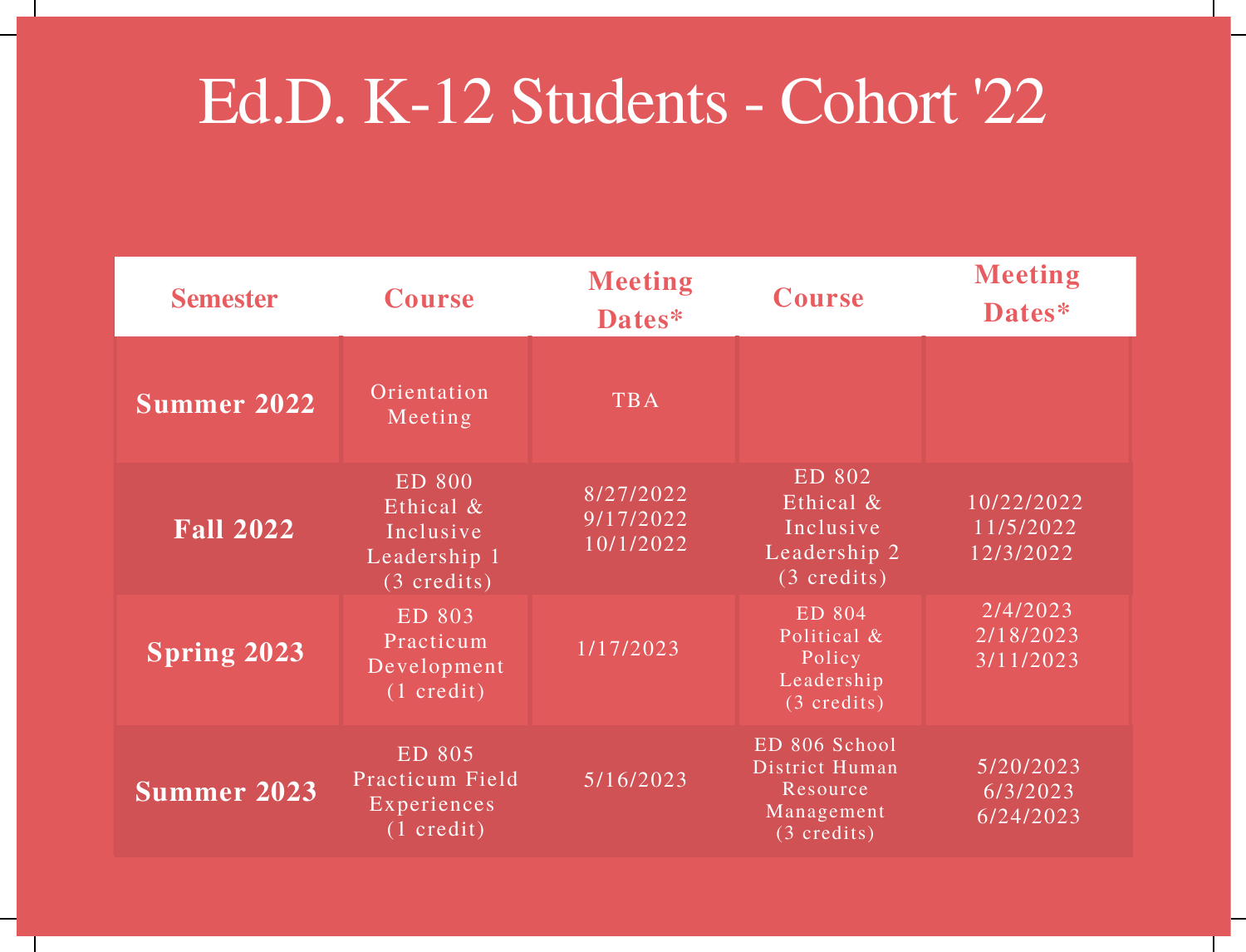# Ed.D. K-12 Students - Cohort '22

| Semester | Course | Meeting Dates* | Course | Meeting Dates* |
|---|---|---|---|---|
| **Summer 2022** | Orientation Meeting | TBA | | |
| **Fall 2022** | ED 800 Ethical & Inclusive Leadership 1 (3 credits) | 8/27/2022<br>9/17/2022<br>10/1/2022 | ED 802 Ethical & Inclusive Leadership 2 (3 credits) | 10/22/2022<br>11/5/2022<br>12/3/2022 |
| **Spring 2023** | ED 803 Practicum Development (1 credit) | 1/17/2023 | ED 804 Political & Policy Leadership (3 credits) | 2/4/2023<br>2/18/2023<br>3/11/2023 |
| **Summer 2023** | ED 805 Practicum Field Experiences (1 credit) | 5/16/2023 | ED 806 School District Human Resource Management (3 credits) | 5/20/2023<br>6/3/2023<br>6/24/2023 |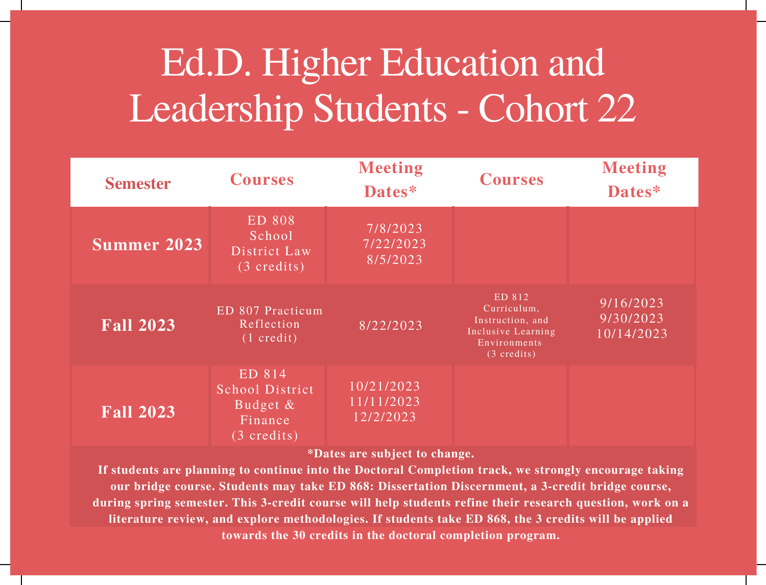# Ed.D. Higher Education and Leadership Students - Cohort 22

| Semester | Courses | Meeting Dates* | Courses | Meeting Dates* |
|---|---|---|---|---|
| **Summer 2023** | ED 808 School District Law (3 credits) | 7/8/2023<br>7/22/2023<br>8/5/2023 | | |
| **Fall 2023** | ED 807 Practicum Reflection (1 credit) | 8/22/2023 | ED 812 Curriculum, Instruction, and Inclusive Learning Environments (3 credits) | 9/16/2023<br>9/30/2023<br>10/14/2023 |
| **Fall 2023** | ED 814 School District Budget & Finance (3 credits) | 10/21/2023<br>11/11/2023<br>12/2/2023 | | |

**\*Dates are subject to change.**

**If students are planning to continue into the Doctoral Completion track, we strongly encourage taking our bridge course. Students may take ED 868: Dissertation Discernment, a 3-credit bridge course, during spring semester. This 3-credit course will help students refine their research question, work on a literature review, and explore methodologies. If students take ED 868, the 3 credits will be applied towards the 30 credits in the doctoral completion program.**